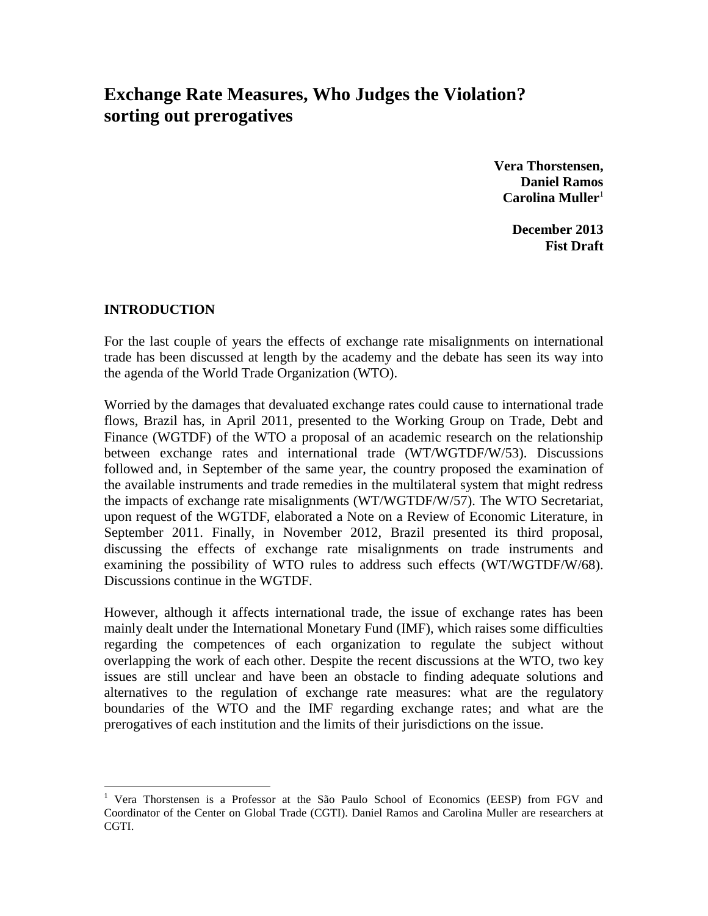# Exchange Rate Measures, Who Judges the Violation?
# sorting out prerogatives

**Vera Thorstensen,**
**Daniel Ramos**
**Carolina Muller**[1]

**December 2013**
**Fist Draft**

## INTRODUCTION

For the last couple of years the effects of exchange rate misalignments on international trade has been discussed at length by the academy and the debate has seen its way into the agenda of the World Trade Organization (WTO).

Worried by the damages that devaluated exchange rates could cause to international trade flows, Brazil has, in April 2011, presented to the Working Group on Trade, Debt and Finance (WGTDF) of the WTO a proposal of an academic research on the relationship between exchange rates and international trade (WT/WGTDF/W/53). Discussions followed and, in September of the same year, the country proposed the examination of the available instruments and trade remedies in the multilateral system that might redress the impacts of exchange rate misalignments (WT/WGTDF/W/57). The WTO Secretariat, upon request of the WGTDF, elaborated a Note on a Review of Economic Literature, in September 2011. Finally, in November 2012, Brazil presented its third proposal, discussing the effects of exchange rate misalignments on trade instruments and examining the possibility of WTO rules to address such effects (WT/WGTDF/W/68). Discussions continue in the WGTDF.

However, although it affects international trade, the issue of exchange rates has been mainly dealt under the International Monetary Fund (IMF), which raises some difficulties regarding the competences of each organization to regulate the subject without overlapping the work of each other. Despite the recent discussions at the WTO, two key issues are still unclear and have been an obstacle to finding adequate solutions and alternatives to the regulation of exchange rate measures: what are the regulatory boundaries of the WTO and the IMF regarding exchange rates; and what are the prerogatives of each institution and the limits of their jurisdictions on the issue.

[1] Vera Thorstensen is a Professor at the São Paulo School of Economics (EESP) from FGV and Coordinator of the Center on Global Trade (CGTI). Daniel Ramos and Carolina Muller are researchers at CGTI.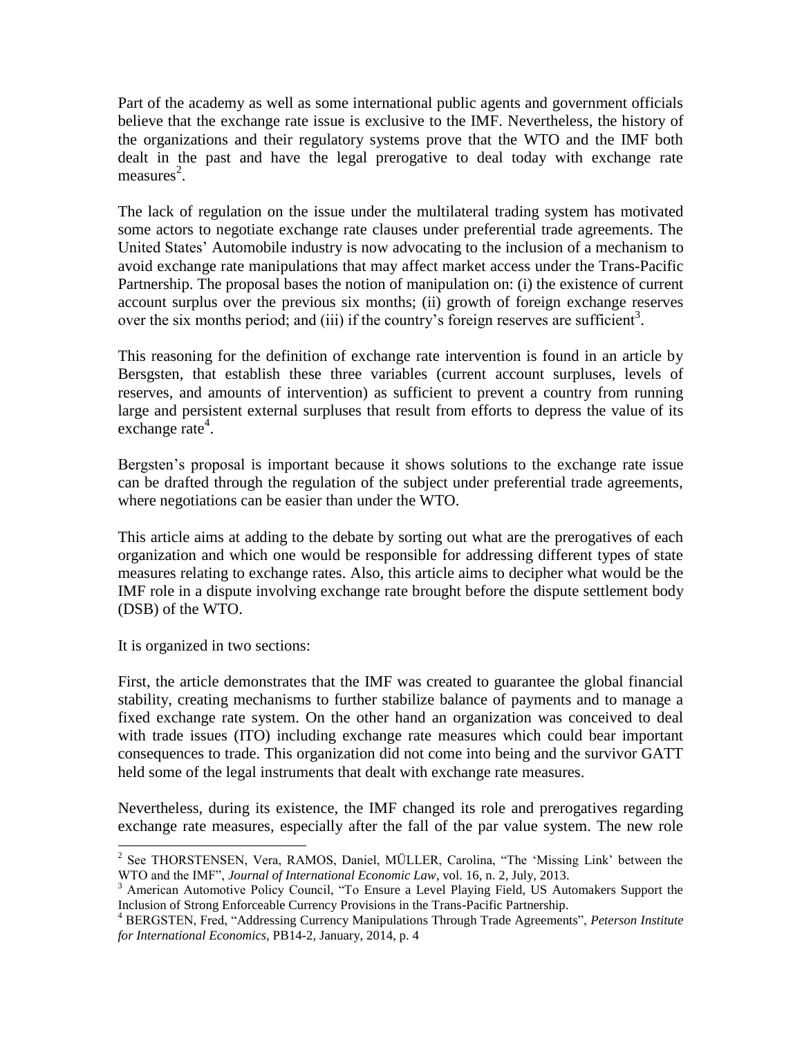Part of the academy as well as some international public agents and government officials believe that the exchange rate issue is exclusive to the IMF. Nevertheless, the history of the organizations and their regulatory systems prove that the WTO and the IMF both dealt in the past and have the legal prerogative to deal today with exchange rate measures[2].

The lack of regulation on the issue under the multilateral trading system has motivated some actors to negotiate exchange rate clauses under preferential trade agreements. The United States' Automobile industry is now advocating to the inclusion of a mechanism to avoid exchange rate manipulations that may affect market access under the Trans-Pacific Partnership. The proposal bases the notion of manipulation on: (i) the existence of current account surplus over the previous six months; (ii) growth of foreign exchange reserves over the six months period; and (iii) if the country's foreign reserves are sufficient[3].

This reasoning for the definition of exchange rate intervention is found in an article by Bersgsten, that establish these three variables (current account surpluses, levels of reserves, and amounts of intervention) as sufficient to prevent a country from running large and persistent external surpluses that result from efforts to depress the value of its exchange rate[4].

Bergsten's proposal is important because it shows solutions to the exchange rate issue can be drafted through the regulation of the subject under preferential trade agreements, where negotiations can be easier than under the WTO.

This article aims at adding to the debate by sorting out what are the prerogatives of each organization and which one would be responsible for addressing different types of state measures relating to exchange rates. Also, this article aims to decipher what would be the IMF role in a dispute involving exchange rate brought before the dispute settlement body (DSB) of the WTO.

It is organized in two sections:

First, the article demonstrates that the IMF was created to guarantee the global financial stability, creating mechanisms to further stabilize balance of payments and to manage a fixed exchange rate system. On the other hand an organization was conceived to deal with trade issues (ITO) including exchange rate measures which could bear important consequences to trade. This organization did not come into being and the survivor GATT held some of the legal instruments that dealt with exchange rate measures.

Nevertheless, during its existence, the IMF changed its role and prerogatives regarding exchange rate measures, especially after the fall of the par value system. The new role

---

[2] See THORSTENSEN, Vera, RAMOS, Daniel, MÜLLER, Carolina, "The 'Missing Link' between the WTO and the IMF", *Journal of International Economic Law*, vol. 16, n. 2, July, 2013.

[3] American Automotive Policy Council, "To Ensure a Level Playing Field, US Automakers Support the Inclusion of Strong Enforceable Currency Provisions in the Trans-Pacific Partnership.

[4] BERGSTEN, Fred, "Addressing Currency Manipulations Through Trade Agreements", *Peterson Institute for International Economics*, PB14-2, January, 2014, p. 4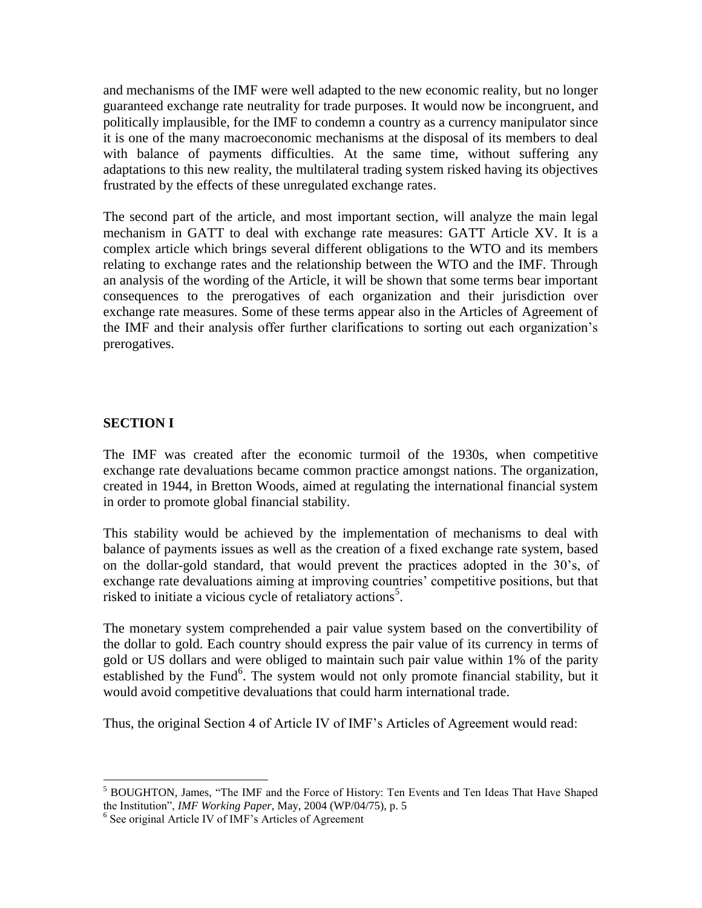and mechanisms of the IMF were well adapted to the new economic reality, but no longer guaranteed exchange rate neutrality for trade purposes. It would now be incongruent, and politically implausible, for the IMF to condemn a country as a currency manipulator since it is one of the many macroeconomic mechanisms at the disposal of its members to deal with balance of payments difficulties. At the same time, without suffering any adaptations to this new reality, the multilateral trading system risked having its objectives frustrated by the effects of these unregulated exchange rates.

The second part of the article, and most important section, will analyze the main legal mechanism in GATT to deal with exchange rate measures: GATT Article XV. It is a complex article which brings several different obligations to the WTO and its members relating to exchange rates and the relationship between the WTO and the IMF. Through an analysis of the wording of the Article, it will be shown that some terms bear important consequences to the prerogatives of each organization and their jurisdiction over exchange rate measures. Some of these terms appear also in the Articles of Agreement of the IMF and their analysis offer further clarifications to sorting out each organization's prerogatives.

## SECTION I

The IMF was created after the economic turmoil of the 1930s, when competitive exchange rate devaluations became common practice amongst nations. The organization, created in 1944, in Bretton Woods, aimed at regulating the international financial system in order to promote global financial stability.

This stability would be achieved by the implementation of mechanisms to deal with balance of payments issues as well as the creation of a fixed exchange rate system, based on the dollar-gold standard, that would prevent the practices adopted in the 30's, of exchange rate devaluations aiming at improving countries' competitive positions, but that risked to initiate a vicious cycle of retaliatory actions[5].

The monetary system comprehended a pair value system based on the convertibility of the dollar to gold. Each country should express the pair value of its currency in terms of gold or US dollars and were obliged to maintain such pair value within 1% of the parity established by the Fund[6]. The system would not only promote financial stability, but it would avoid competitive devaluations that could harm international trade.

Thus, the original Section 4 of Article IV of IMF's Articles of Agreement would read:

---

[5] BOUGHTON, James, "The IMF and the Force of History: Ten Events and Ten Ideas That Have Shaped the Institution", *IMF Working Paper*, May, 2004 (WP/04/75), p. 5

[6] See original Article IV of IMF's Articles of Agreement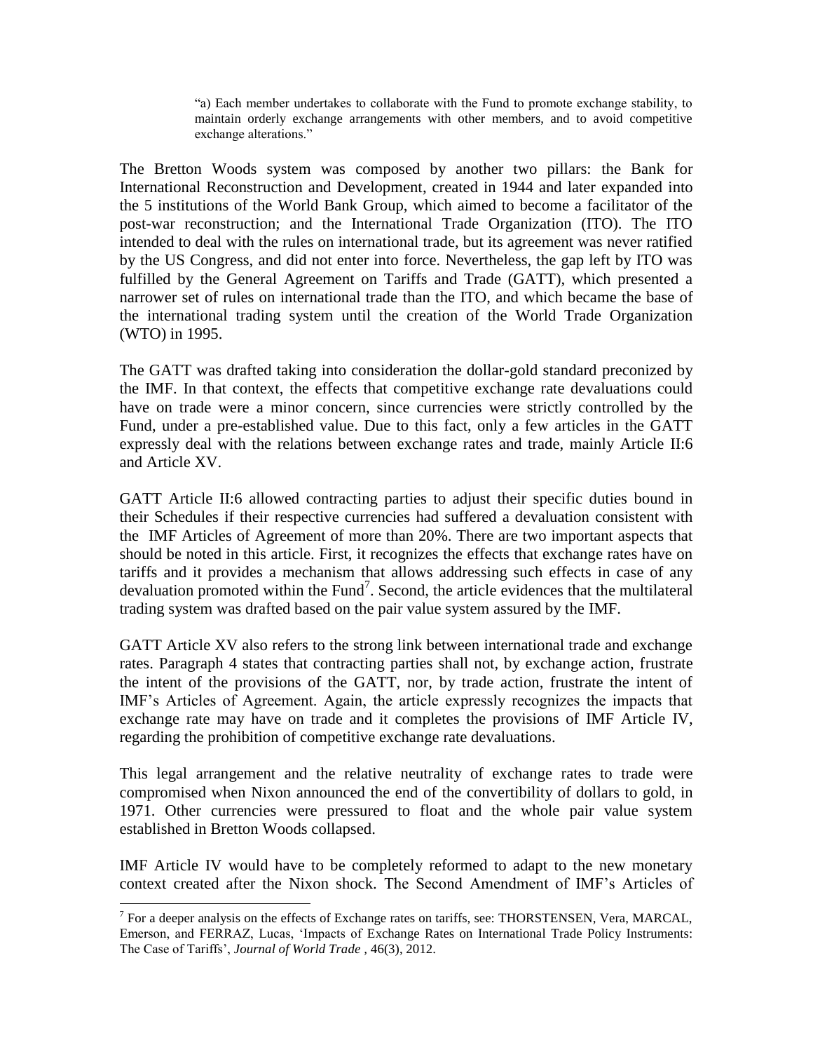> "a) Each member undertakes to collaborate with the Fund to promote exchange stability, to maintain orderly exchange arrangements with other members, and to avoid competitive exchange alterations."

The Bretton Woods system was composed by another two pillars: the Bank for International Reconstruction and Development, created in 1944 and later expanded into the 5 institutions of the World Bank Group, which aimed to become a facilitator of the post-war reconstruction; and the International Trade Organization (ITO). The ITO intended to deal with the rules on international trade, but its agreement was never ratified by the US Congress, and did not enter into force. Nevertheless, the gap left by ITO was fulfilled by the General Agreement on Tariffs and Trade (GATT), which presented a narrower set of rules on international trade than the ITO, and which became the base of the international trading system until the creation of the World Trade Organization (WTO) in 1995.

The GATT was drafted taking into consideration the dollar-gold standard preconized by the IMF. In that context, the effects that competitive exchange rate devaluations could have on trade were a minor concern, since currencies were strictly controlled by the Fund, under a pre-established value. Due to this fact, only a few articles in the GATT expressly deal with the relations between exchange rates and trade, mainly Article II:6 and Article XV.

GATT Article II:6 allowed contracting parties to adjust their specific duties bound in their Schedules if their respective currencies had suffered a devaluation consistent with the IMF Articles of Agreement of more than 20%. There are two important aspects that should be noted in this article. First, it recognizes the effects that exchange rates have on tariffs and it provides a mechanism that allows addressing such effects in case of any devaluation promoted within the Fund[7]. Second, the article evidences that the multilateral trading system was drafted based on the pair value system assured by the IMF.

GATT Article XV also refers to the strong link between international trade and exchange rates. Paragraph 4 states that contracting parties shall not, by exchange action, frustrate the intent of the provisions of the GATT, nor, by trade action, frustrate the intent of IMF's Articles of Agreement. Again, the article expressly recognizes the impacts that exchange rate may have on trade and it completes the provisions of IMF Article IV, regarding the prohibition of competitive exchange rate devaluations.

This legal arrangement and the relative neutrality of exchange rates to trade were compromised when Nixon announced the end of the convertibility of dollars to gold, in 1971. Other currencies were pressured to float and the whole pair value system established in Bretton Woods collapsed.

IMF Article IV would have to be completely reformed to adapt to the new monetary context created after the Nixon shock. The Second Amendment of IMF's Articles of

[7] For a deeper analysis on the effects of Exchange rates on tariffs, see: THORSTENSEN, Vera, MARCAL, Emerson, and FERRAZ, Lucas, 'Impacts of Exchange Rates on International Trade Policy Instruments: The Case of Tariffs', *Journal of World Trade* , 46(3), 2012.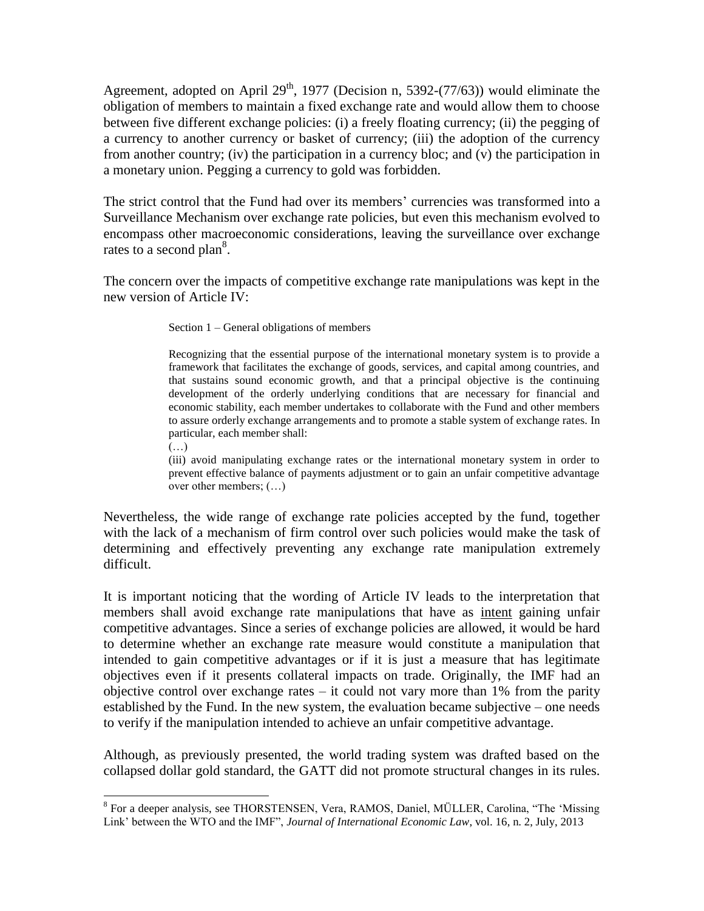Agreement, adopted on April 29th, 1977 (Decision n, 5392-(77/63)) would eliminate the obligation of members to maintain a fixed exchange rate and would allow them to choose between five different exchange policies: (i) a freely floating currency; (ii) the pegging of a currency to another currency or basket of currency; (iii) the adoption of the currency from another country; (iv) the participation in a currency bloc; and (v) the participation in a monetary union. Pegging a currency to gold was forbidden.

The strict control that the Fund had over its members' currencies was transformed into a Surveillance Mechanism over exchange rate policies, but even this mechanism evolved to encompass other macroeconomic considerations, leaving the surveillance over exchange rates to a second plan[8].

The concern over the impacts of competitive exchange rate manipulations was kept in the new version of Article IV:

> Section 1 – General obligations of members
>
> Recognizing that the essential purpose of the international monetary system is to provide a framework that facilitates the exchange of goods, services, and capital among countries, and that sustains sound economic growth, and that a principal objective is the continuing development of the orderly underlying conditions that are necessary for financial and economic stability, each member undertakes to collaborate with the Fund and other members to assure orderly exchange arrangements and to promote a stable system of exchange rates. In particular, each member shall:
>
> (…)
>
> (iii) avoid manipulating exchange rates or the international monetary system in order to prevent effective balance of payments adjustment or to gain an unfair competitive advantage over other members; (…)

Nevertheless, the wide range of exchange rate policies accepted by the fund, together with the lack of a mechanism of firm control over such policies would make the task of determining and effectively preventing any exchange rate manipulation extremely difficult.

It is important noticing that the wording of Article IV leads to the interpretation that members shall avoid exchange rate manipulations that have as intent gaining unfair competitive advantages. Since a series of exchange policies are allowed, it would be hard to determine whether an exchange rate measure would constitute a manipulation that intended to gain competitive advantages or if it is just a measure that has legitimate objectives even if it presents collateral impacts on trade. Originally, the IMF had an objective control over exchange rates – it could not vary more than 1% from the parity established by the Fund. In the new system, the evaluation became subjective – one needs to verify if the manipulation intended to achieve an unfair competitive advantage.

Although, as previously presented, the world trading system was drafted based on the collapsed dollar gold standard, the GATT did not promote structural changes in its rules.

---

[8] For a deeper analysis, see THORSTENSEN, Vera, RAMOS, Daniel, MÜLLER, Carolina, "The 'Missing Link' between the WTO and the IMF", *Journal of International Economic Law*, vol. 16, n. 2, July, 2013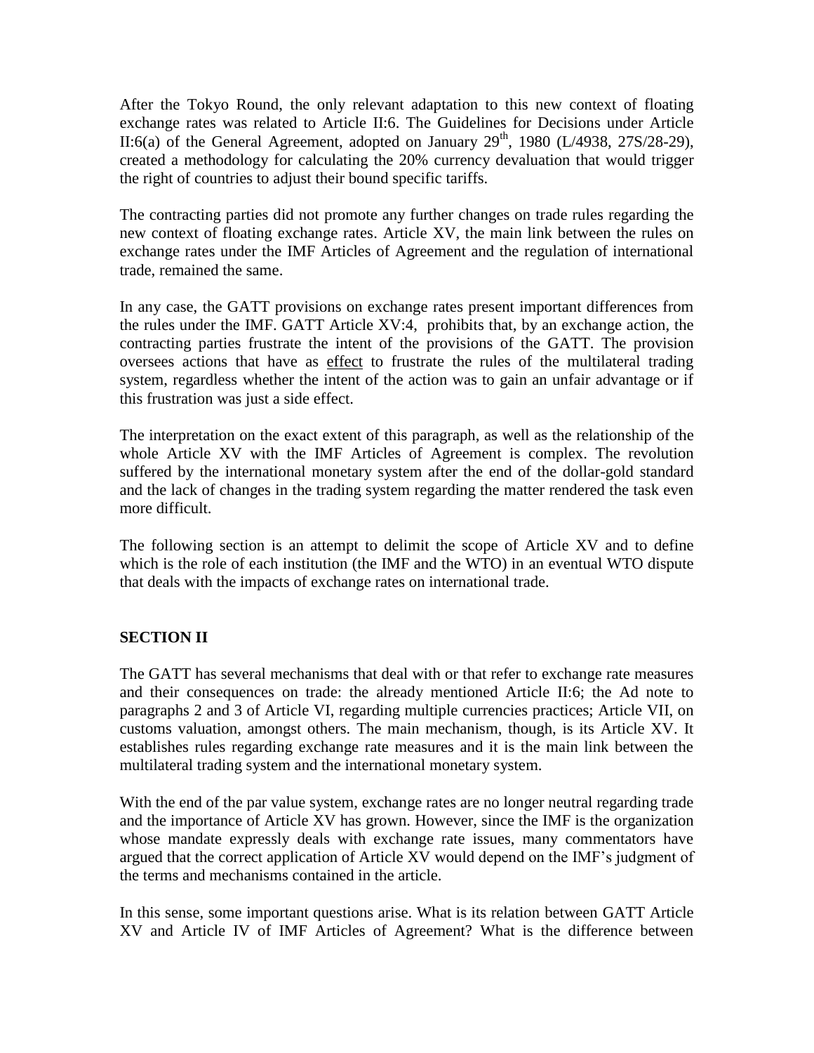After the Tokyo Round, the only relevant adaptation to this new context of floating exchange rates was related to Article II:6. The Guidelines for Decisions under Article II:6(a) of the General Agreement, adopted on January 29th, 1980 (L/4938, 27S/28-29), created a methodology for calculating the 20% currency devaluation that would trigger the right of countries to adjust their bound specific tariffs.

The contracting parties did not promote any further changes on trade rules regarding the new context of floating exchange rates. Article XV, the main link between the rules on exchange rates under the IMF Articles of Agreement and the regulation of international trade, remained the same.

In any case, the GATT provisions on exchange rates present important differences from the rules under the IMF. GATT Article XV:4, prohibits that, by an exchange action, the contracting parties frustrate the intent of the provisions of the GATT. The provision oversees actions that have as <u>effect</u> to frustrate the rules of the multilateral trading system, regardless whether the intent of the action was to gain an unfair advantage or if this frustration was just a side effect.

The interpretation on the exact extent of this paragraph, as well as the relationship of the whole Article XV with the IMF Articles of Agreement is complex. The revolution suffered by the international monetary system after the end of the dollar-gold standard and the lack of changes in the trading system regarding the matter rendered the task even more difficult.

The following section is an attempt to delimit the scope of Article XV and to define which is the role of each institution (the IMF and the WTO) in an eventual WTO dispute that deals with the impacts of exchange rates on international trade.

## SECTION II

The GATT has several mechanisms that deal with or that refer to exchange rate measures and their consequences on trade: the already mentioned Article II:6; the Ad note to paragraphs 2 and 3 of Article VI, regarding multiple currencies practices; Article VII, on customs valuation, amongst others. The main mechanism, though, is its Article XV. It establishes rules regarding exchange rate measures and it is the main link between the multilateral trading system and the international monetary system.

With the end of the par value system, exchange rates are no longer neutral regarding trade and the importance of Article XV has grown. However, since the IMF is the organization whose mandate expressly deals with exchange rate issues, many commentators have argued that the correct application of Article XV would depend on the IMF's judgment of the terms and mechanisms contained in the article.

In this sense, some important questions arise. What is its relation between GATT Article XV and Article IV of IMF Articles of Agreement? What is the difference between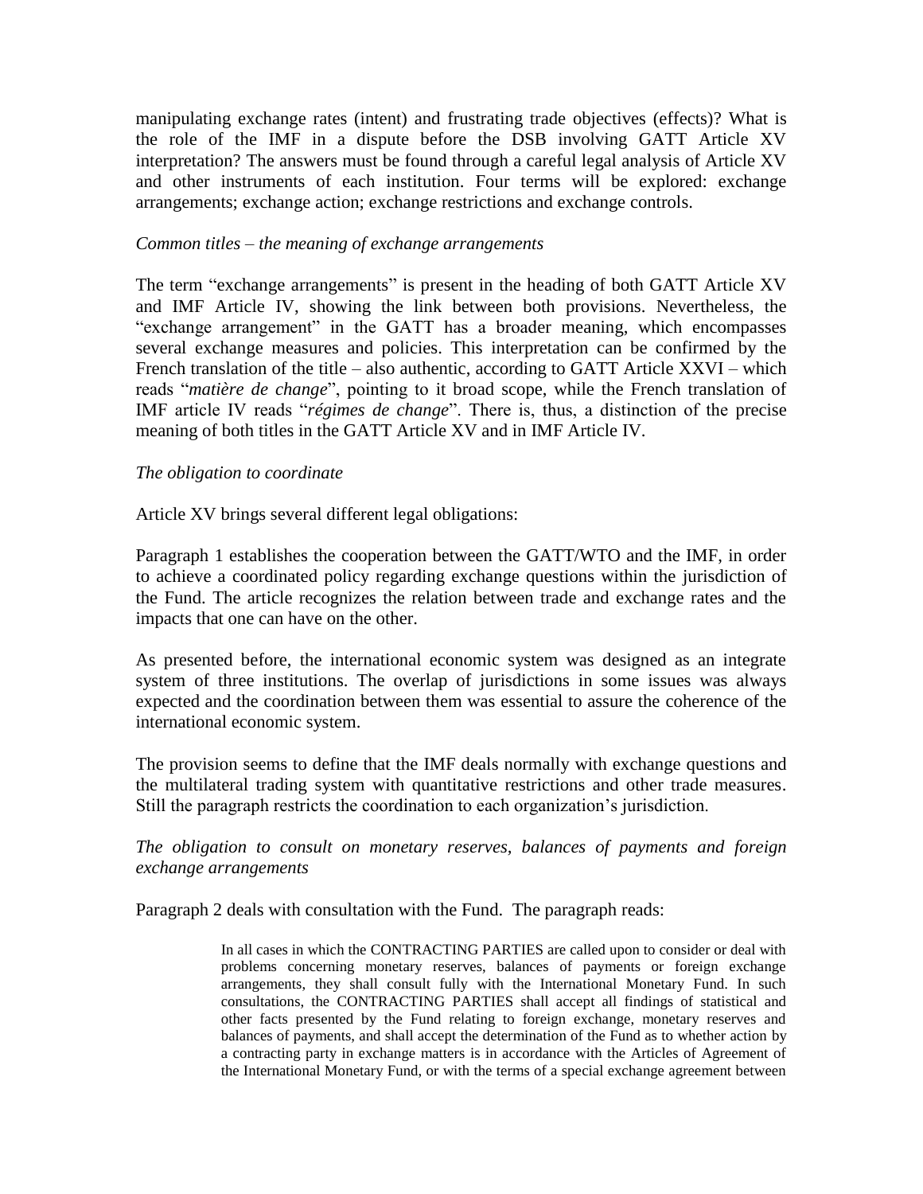manipulating exchange rates (intent) and frustrating trade objectives (effects)? What is the role of the IMF in a dispute before the DSB involving GATT Article XV interpretation? The answers must be found through a careful legal analysis of Article XV and other instruments of each institution. Four terms will be explored: exchange arrangements; exchange action; exchange restrictions and exchange controls.

*Common titles – the meaning of exchange arrangements*

The term "exchange arrangements" is present in the heading of both GATT Article XV and IMF Article IV, showing the link between both provisions. Nevertheless, the "exchange arrangement" in the GATT has a broader meaning, which encompasses several exchange measures and policies. This interpretation can be confirmed by the French translation of the title – also authentic, according to GATT Article XXVI – which reads "*matière de change*", pointing to it broad scope, while the French translation of IMF article IV reads "*régimes de change*". There is, thus, a distinction of the precise meaning of both titles in the GATT Article XV and in IMF Article IV.

*The obligation to coordinate*

Article XV brings several different legal obligations:

Paragraph 1 establishes the cooperation between the GATT/WTO and the IMF, in order to achieve a coordinated policy regarding exchange questions within the jurisdiction of the Fund. The article recognizes the relation between trade and exchange rates and the impacts that one can have on the other.

As presented before, the international economic system was designed as an integrate system of three institutions. The overlap of jurisdictions in some issues was always expected and the coordination between them was essential to assure the coherence of the international economic system.

The provision seems to define that the IMF deals normally with exchange questions and the multilateral trading system with quantitative restrictions and other trade measures. Still the paragraph restricts the coordination to each organization's jurisdiction.

*The obligation to consult on monetary reserves, balances of payments and foreign exchange arrangements*

Paragraph 2 deals with consultation with the Fund. The paragraph reads:

> In all cases in which the CONTRACTING PARTIES are called upon to consider or deal with problems concerning monetary reserves, balances of payments or foreign exchange arrangements, they shall consult fully with the International Monetary Fund. In such consultations, the CONTRACTING PARTIES shall accept all findings of statistical and other facts presented by the Fund relating to foreign exchange, monetary reserves and balances of payments, and shall accept the determination of the Fund as to whether action by a contracting party in exchange matters is in accordance with the Articles of Agreement of the International Monetary Fund, or with the terms of a special exchange agreement between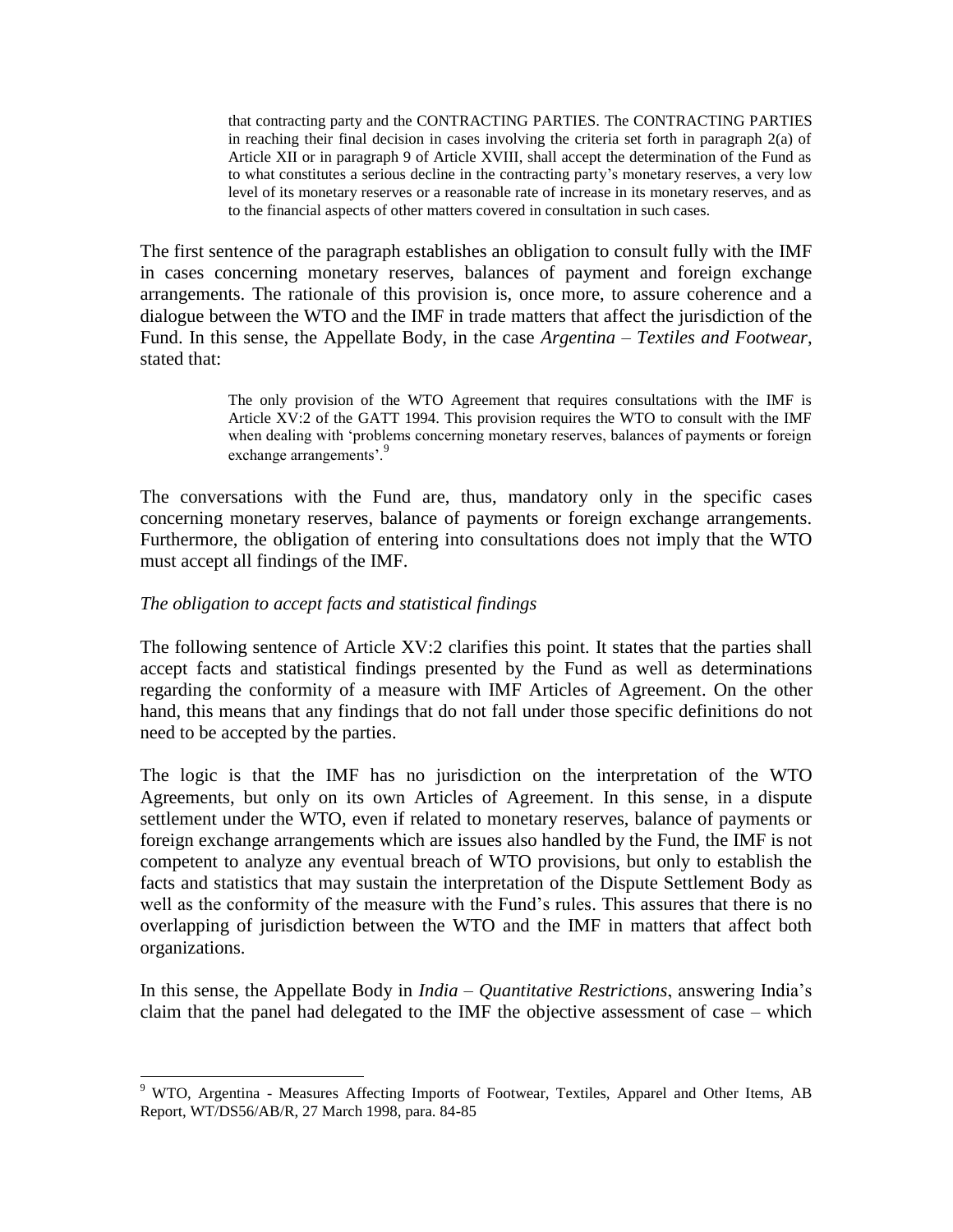> that contracting party and the CONTRACTING PARTIES. The CONTRACTING PARTIES in reaching their final decision in cases involving the criteria set forth in paragraph 2(a) of Article XII or in paragraph 9 of Article XVIII, shall accept the determination of the Fund as to what constitutes a serious decline in the contracting party's monetary reserves, a very low level of its monetary reserves or a reasonable rate of increase in its monetary reserves, and as to the financial aspects of other matters covered in consultation in such cases.

The first sentence of the paragraph establishes an obligation to consult fully with the IMF in cases concerning monetary reserves, balances of payment and foreign exchange arrangements. The rationale of this provision is, once more, to assure coherence and a dialogue between the WTO and the IMF in trade matters that affect the jurisdiction of the Fund. In this sense, the Appellate Body, in the case *Argentina – Textiles and Footwear*, stated that:

> The only provision of the WTO Agreement that requires consultations with the IMF is Article XV:2 of the GATT 1994. This provision requires the WTO to consult with the IMF when dealing with 'problems concerning monetary reserves, balances of payments or foreign exchange arrangements'.[9]

The conversations with the Fund are, thus, mandatory only in the specific cases concerning monetary reserves, balance of payments or foreign exchange arrangements. Furthermore, the obligation of entering into consultations does not imply that the WTO must accept all findings of the IMF.

*The obligation to accept facts and statistical findings*

The following sentence of Article XV:2 clarifies this point. It states that the parties shall accept facts and statistical findings presented by the Fund as well as determinations regarding the conformity of a measure with IMF Articles of Agreement. On the other hand, this means that any findings that do not fall under those specific definitions do not need to be accepted by the parties.

The logic is that the IMF has no jurisdiction on the interpretation of the WTO Agreements, but only on its own Articles of Agreement. In this sense, in a dispute settlement under the WTO, even if related to monetary reserves, balance of payments or foreign exchange arrangements which are issues also handled by the Fund, the IMF is not competent to analyze any eventual breach of WTO provisions, but only to establish the facts and statistics that may sustain the interpretation of the Dispute Settlement Body as well as the conformity of the measure with the Fund's rules. This assures that there is no overlapping of jurisdiction between the WTO and the IMF in matters that affect both organizations.

In this sense, the Appellate Body in *India – Quantitative Restrictions*, answering India's claim that the panel had delegated to the IMF the objective assessment of case – which

---

[9] WTO, Argentina - Measures Affecting Imports of Footwear, Textiles, Apparel and Other Items, AB Report, WT/DS56/AB/R, 27 March 1998, para. 84-85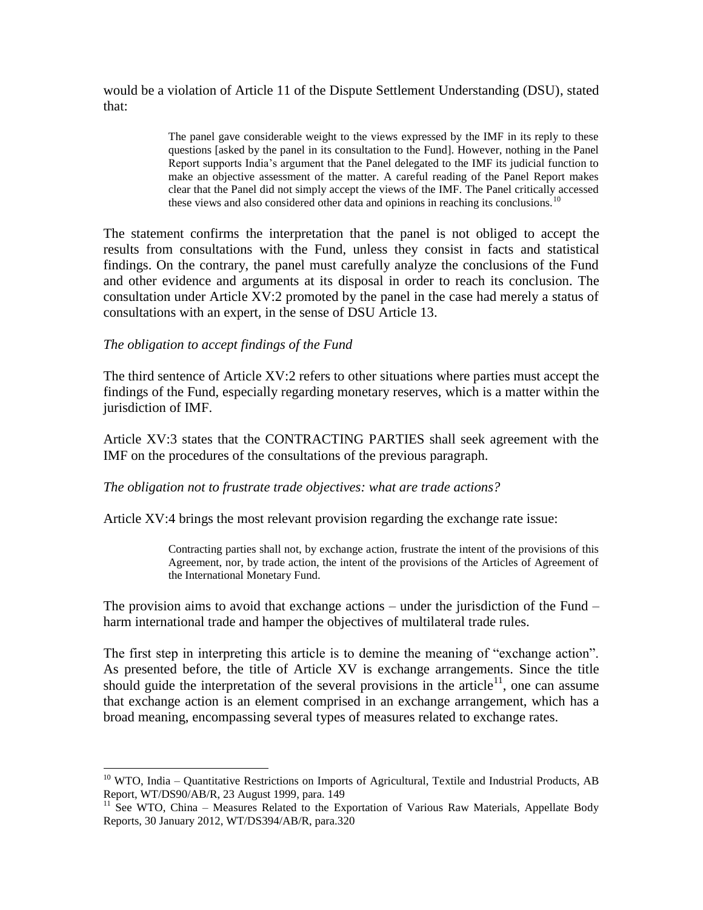would be a violation of Article 11 of the Dispute Settlement Understanding (DSU), stated that:

> The panel gave considerable weight to the views expressed by the IMF in its reply to these questions [asked by the panel in its consultation to the Fund]. However, nothing in the Panel Report supports India's argument that the Panel delegated to the IMF its judicial function to make an objective assessment of the matter. A careful reading of the Panel Report makes clear that the Panel did not simply accept the views of the IMF. The Panel critically accessed these views and also considered other data and opinions in reaching its conclusions.[10]

The statement confirms the interpretation that the panel is not obliged to accept the results from consultations with the Fund, unless they consist in facts and statistical findings. On the contrary, the panel must carefully analyze the conclusions of the Fund and other evidence and arguments at its disposal in order to reach its conclusion. The consultation under Article XV:2 promoted by the panel in the case had merely a status of consultations with an expert, in the sense of DSU Article 13.

*The obligation to accept findings of the Fund*

The third sentence of Article XV:2 refers to other situations where parties must accept the findings of the Fund, especially regarding monetary reserves, which is a matter within the jurisdiction of IMF.

Article XV:3 states that the CONTRACTING PARTIES shall seek agreement with the IMF on the procedures of the consultations of the previous paragraph.

*The obligation not to frustrate trade objectives: what are trade actions?*

Article XV:4 brings the most relevant provision regarding the exchange rate issue:

> Contracting parties shall not, by exchange action, frustrate the intent of the provisions of this Agreement, nor, by trade action, the intent of the provisions of the Articles of Agreement of the International Monetary Fund.

The provision aims to avoid that exchange actions – under the jurisdiction of the Fund – harm international trade and hamper the objectives of multilateral trade rules.

The first step in interpreting this article is to demine the meaning of "exchange action". As presented before, the title of Article XV is exchange arrangements. Since the title should guide the interpretation of the several provisions in the article[11], one can assume that exchange action is an element comprised in an exchange arrangement, which has a broad meaning, encompassing several types of measures related to exchange rates.

---

[10] WTO, India – Quantitative Restrictions on Imports of Agricultural, Textile and Industrial Products, AB Report, WT/DS90/AB/R, 23 August 1999, para. 149

[11] See WTO, China – Measures Related to the Exportation of Various Raw Materials, Appellate Body Reports, 30 January 2012, WT/DS394/AB/R, para.320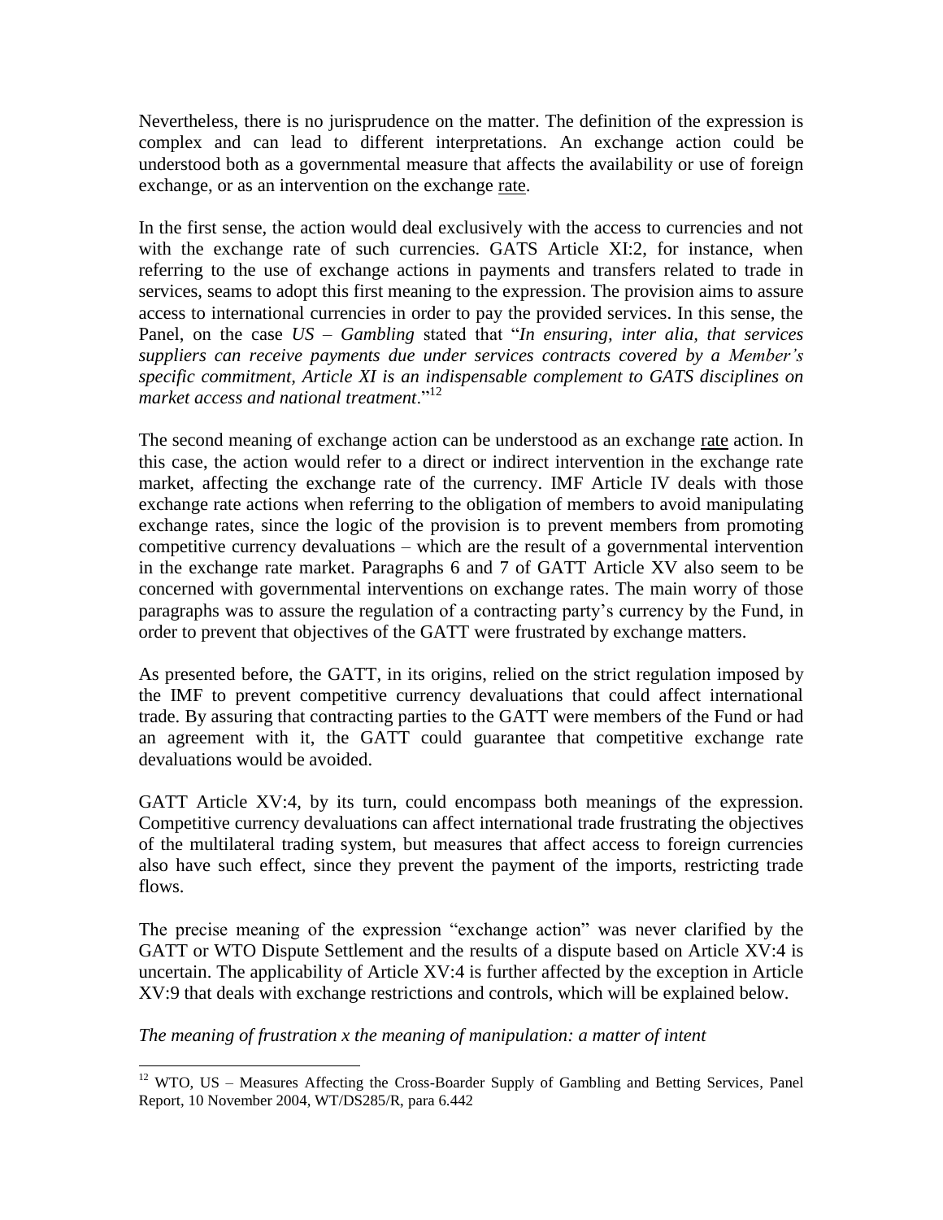Nevertheless, there is no jurisprudence on the matter. The definition of the expression is complex and can lead to different interpretations. An exchange action could be understood both as a governmental measure that affects the availability or use of foreign exchange, or as an intervention on the exchange <u>rate</u>.

In the first sense, the action would deal exclusively with the access to currencies and not with the exchange rate of such currencies. GATS Article XI:2, for instance, when referring to the use of exchange actions in payments and transfers related to trade in services, seams to adopt this first meaning to the expression. The provision aims to assure access to international currencies in order to pay the provided services. In this sense, the Panel, on the case *US – Gambling* stated that "*In ensuring, inter alia, that services suppliers can receive payments due under services contracts covered by a Member's specific commitment, Article XI is an indispensable complement to GATS disciplines on market access and national treatment*."[12]

The second meaning of exchange action can be understood as an exchange <u>rate</u> action. In this case, the action would refer to a direct or indirect intervention in the exchange rate market, affecting the exchange rate of the currency. IMF Article IV deals with those exchange rate actions when referring to the obligation of members to avoid manipulating exchange rates, since the logic of the provision is to prevent members from promoting competitive currency devaluations – which are the result of a governmental intervention in the exchange rate market. Paragraphs 6 and 7 of GATT Article XV also seem to be concerned with governmental interventions on exchange rates. The main worry of those paragraphs was to assure the regulation of a contracting party's currency by the Fund, in order to prevent that objectives of the GATT were frustrated by exchange matters.

As presented before, the GATT, in its origins, relied on the strict regulation imposed by the IMF to prevent competitive currency devaluations that could affect international trade. By assuring that contracting parties to the GATT were members of the Fund or had an agreement with it, the GATT could guarantee that competitive exchange rate devaluations would be avoided.

GATT Article XV:4, by its turn, could encompass both meanings of the expression. Competitive currency devaluations can affect international trade frustrating the objectives of the multilateral trading system, but measures that affect access to foreign currencies also have such effect, since they prevent the payment of the imports, restricting trade flows.

The precise meaning of the expression "exchange action" was never clarified by the GATT or WTO Dispute Settlement and the results of a dispute based on Article XV:4 is uncertain. The applicability of Article XV:4 is further affected by the exception in Article XV:9 that deals with exchange restrictions and controls, which will be explained below.

*The meaning of frustration x the meaning of manipulation: a matter of intent*

[12] WTO, US – Measures Affecting the Cross-Boarder Supply of Gambling and Betting Services, Panel Report, 10 November 2004, WT/DS285/R, para 6.442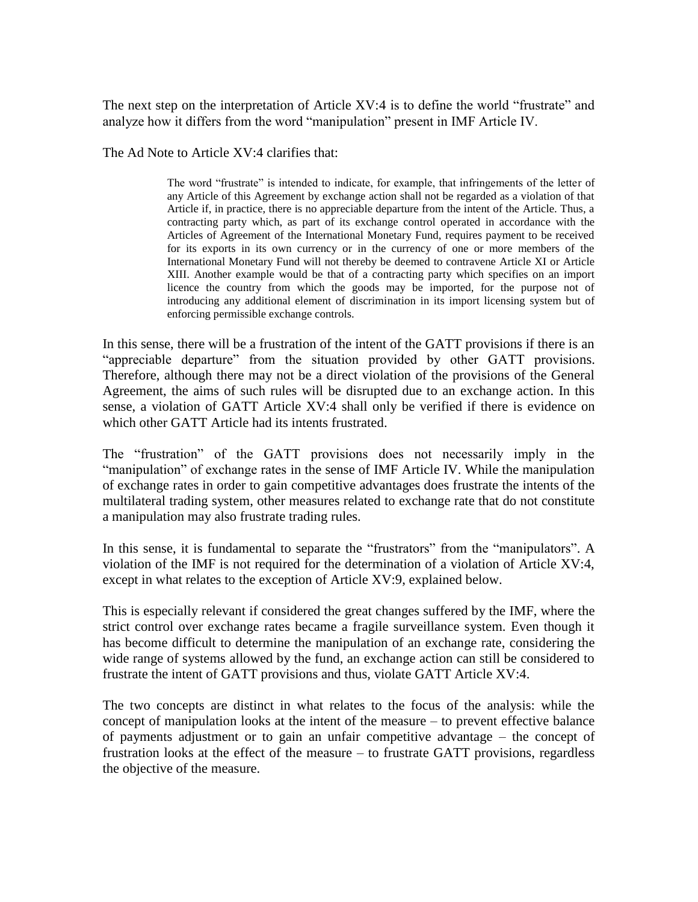The next step on the interpretation of Article XV:4 is to define the world "frustrate" and analyze how it differs from the word "manipulation" present in IMF Article IV.

The Ad Note to Article XV:4 clarifies that:

> The word "frustrate" is intended to indicate, for example, that infringements of the letter of any Article of this Agreement by exchange action shall not be regarded as a violation of that Article if, in practice, there is no appreciable departure from the intent of the Article. Thus, a contracting party which, as part of its exchange control operated in accordance with the Articles of Agreement of the International Monetary Fund, requires payment to be received for its exports in its own currency or in the currency of one or more members of the International Monetary Fund will not thereby be deemed to contravene Article XI or Article XIII. Another example would be that of a contracting party which specifies on an import licence the country from which the goods may be imported, for the purpose not of introducing any additional element of discrimination in its import licensing system but of enforcing permissible exchange controls.

In this sense, there will be a frustration of the intent of the GATT provisions if there is an "appreciable departure" from the situation provided by other GATT provisions. Therefore, although there may not be a direct violation of the provisions of the General Agreement, the aims of such rules will be disrupted due to an exchange action. In this sense, a violation of GATT Article XV:4 shall only be verified if there is evidence on which other GATT Article had its intents frustrated.

The "frustration" of the GATT provisions does not necessarily imply in the "manipulation" of exchange rates in the sense of IMF Article IV. While the manipulation of exchange rates in order to gain competitive advantages does frustrate the intents of the multilateral trading system, other measures related to exchange rate that do not constitute a manipulation may also frustrate trading rules.

In this sense, it is fundamental to separate the "frustrators" from the "manipulators". A violation of the IMF is not required for the determination of a violation of Article XV:4, except in what relates to the exception of Article XV:9, explained below.

This is especially relevant if considered the great changes suffered by the IMF, where the strict control over exchange rates became a fragile surveillance system. Even though it has become difficult to determine the manipulation of an exchange rate, considering the wide range of systems allowed by the fund, an exchange action can still be considered to frustrate the intent of GATT provisions and thus, violate GATT Article XV:4.

The two concepts are distinct in what relates to the focus of the analysis: while the concept of manipulation looks at the intent of the measure – to prevent effective balance of payments adjustment or to gain an unfair competitive advantage – the concept of frustration looks at the effect of the measure – to frustrate GATT provisions, regardless the objective of the measure.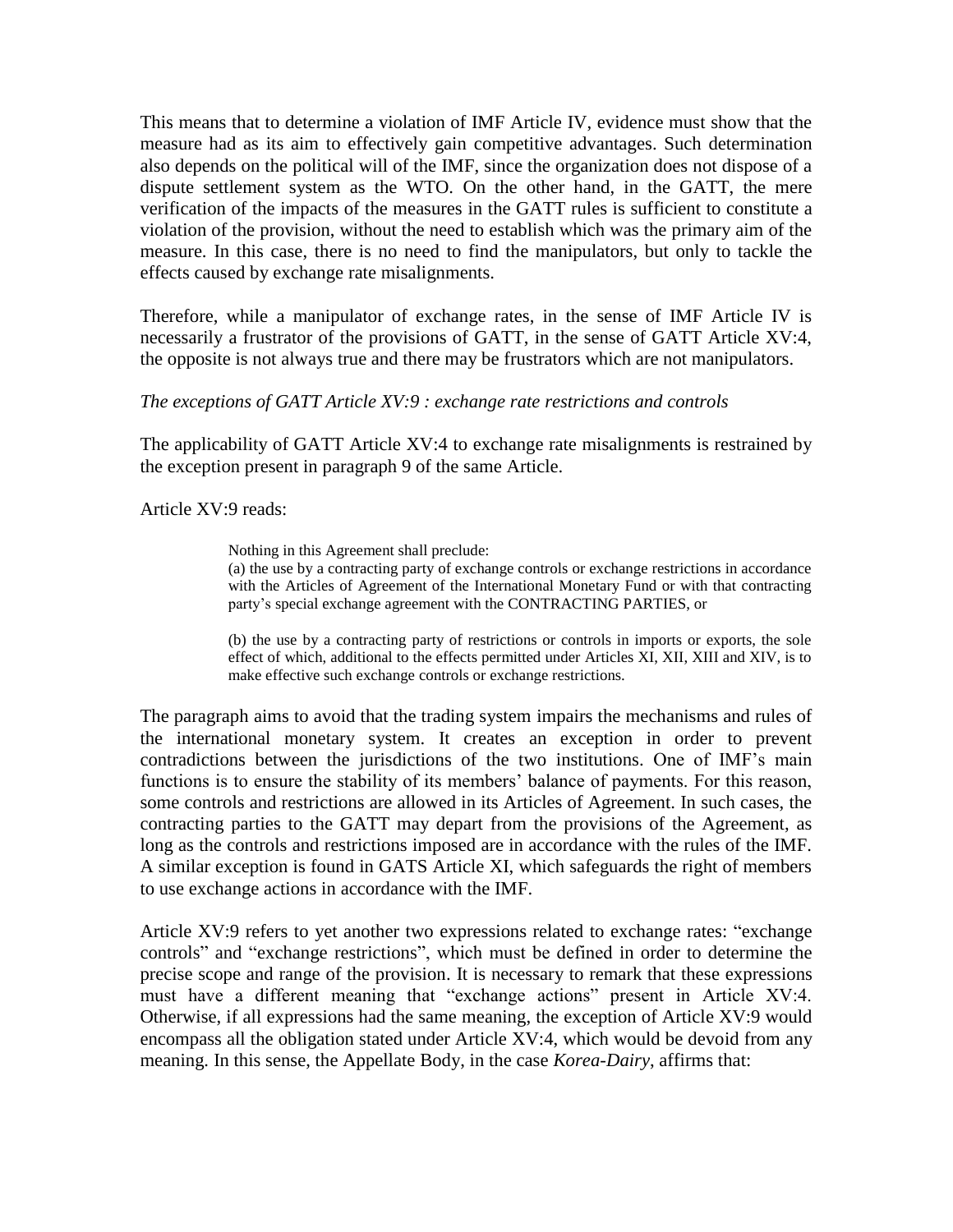This means that to determine a violation of IMF Article IV, evidence must show that the measure had as its aim to effectively gain competitive advantages. Such determination also depends on the political will of the IMF, since the organization does not dispose of a dispute settlement system as the WTO. On the other hand, in the GATT, the mere verification of the impacts of the measures in the GATT rules is sufficient to constitute a violation of the provision, without the need to establish which was the primary aim of the measure. In this case, there is no need to find the manipulators, but only to tackle the effects caused by exchange rate misalignments.

Therefore, while a manipulator of exchange rates, in the sense of IMF Article IV is necessarily a frustrator of the provisions of GATT, in the sense of GATT Article XV:4, the opposite is not always true and there may be frustrators which are not manipulators.

*The exceptions of GATT Article XV:9 : exchange rate restrictions and controls*

The applicability of GATT Article XV:4 to exchange rate misalignments is restrained by the exception present in paragraph 9 of the same Article.

Article XV:9 reads:

> Nothing in this Agreement shall preclude:
> (a) the use by a contracting party of exchange controls or exchange restrictions in accordance with the Articles of Agreement of the International Monetary Fund or with that contracting party's special exchange agreement with the CONTRACTING PARTIES, or
>
> (b) the use by a contracting party of restrictions or controls in imports or exports, the sole effect of which, additional to the effects permitted under Articles XI, XII, XIII and XIV, is to make effective such exchange controls or exchange restrictions.

The paragraph aims to avoid that the trading system impairs the mechanisms and rules of the international monetary system. It creates an exception in order to prevent contradictions between the jurisdictions of the two institutions. One of IMF's main functions is to ensure the stability of its members' balance of payments. For this reason, some controls and restrictions are allowed in its Articles of Agreement. In such cases, the contracting parties to the GATT may depart from the provisions of the Agreement, as long as the controls and restrictions imposed are in accordance with the rules of the IMF. A similar exception is found in GATS Article XI, which safeguards the right of members to use exchange actions in accordance with the IMF.

Article XV:9 refers to yet another two expressions related to exchange rates: "exchange controls" and "exchange restrictions", which must be defined in order to determine the precise scope and range of the provision. It is necessary to remark that these expressions must have a different meaning that "exchange actions" present in Article XV:4. Otherwise, if all expressions had the same meaning, the exception of Article XV:9 would encompass all the obligation stated under Article XV:4, which would be devoid from any meaning. In this sense, the Appellate Body, in the case *Korea-Dairy*, affirms that: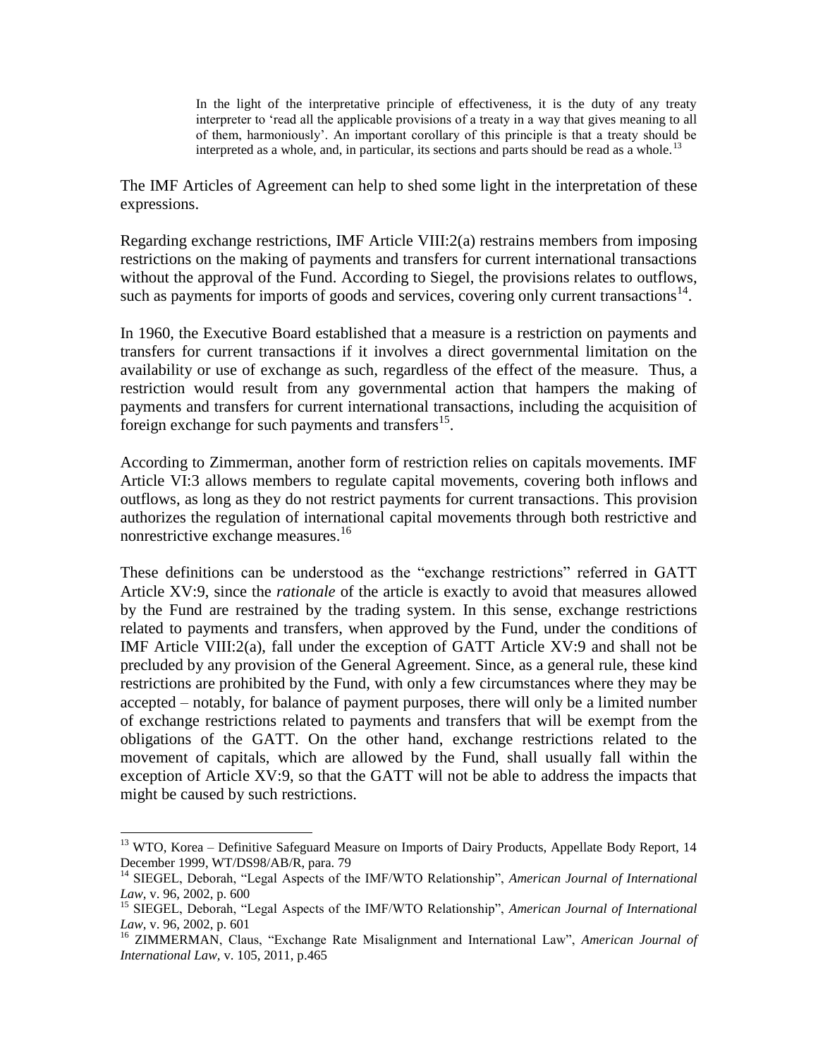> In the light of the interpretative principle of effectiveness, it is the duty of any treaty interpreter to 'read all the applicable provisions of a treaty in a way that gives meaning to all of them, harmoniously'. An important corollary of this principle is that a treaty should be interpreted as a whole, and, in particular, its sections and parts should be read as a whole.[13]

The IMF Articles of Agreement can help to shed some light in the interpretation of these expressions.

Regarding exchange restrictions, IMF Article VIII:2(a) restrains members from imposing restrictions on the making of payments and transfers for current international transactions without the approval of the Fund. According to Siegel, the provisions relates to outflows, such as payments for imports of goods and services, covering only current transactions[14].

In 1960, the Executive Board established that a measure is a restriction on payments and transfers for current transactions if it involves a direct governmental limitation on the availability or use of exchange as such, regardless of the effect of the measure. Thus, a restriction would result from any governmental action that hampers the making of payments and transfers for current international transactions, including the acquisition of foreign exchange for such payments and transfers[15].

According to Zimmerman, another form of restriction relies on capitals movements. IMF Article VI:3 allows members to regulate capital movements, covering both inflows and outflows, as long as they do not restrict payments for current transactions. This provision authorizes the regulation of international capital movements through both restrictive and nonrestrictive exchange measures.[16]

These definitions can be understood as the "exchange restrictions" referred in GATT Article XV:9, since the *rationale* of the article is exactly to avoid that measures allowed by the Fund are restrained by the trading system. In this sense, exchange restrictions related to payments and transfers, when approved by the Fund, under the conditions of IMF Article VIII:2(a), fall under the exception of GATT Article XV:9 and shall not be precluded by any provision of the General Agreement. Since, as a general rule, these kind restrictions are prohibited by the Fund, with only a few circumstances where they may be accepted – notably, for balance of payment purposes, there will only be a limited number of exchange restrictions related to payments and transfers that will be exempt from the obligations of the GATT. On the other hand, exchange restrictions related to the movement of capitals, which are allowed by the Fund, shall usually fall within the exception of Article XV:9, so that the GATT will not be able to address the impacts that might be caused by such restrictions.

---

[13] WTO, Korea – Definitive Safeguard Measure on Imports of Dairy Products, Appellate Body Report, 14 December 1999, WT/DS98/AB/R, para. 79

[14] SIEGEL, Deborah, "Legal Aspects of the IMF/WTO Relationship", *American Journal of International Law*, v. 96, 2002, p. 600

[15] SIEGEL, Deborah, "Legal Aspects of the IMF/WTO Relationship", *American Journal of International Law*, v. 96, 2002, p. 601

[16] ZIMMERMAN, Claus, "Exchange Rate Misalignment and International Law", *American Journal of International Law*, v. 105, 2011, p.465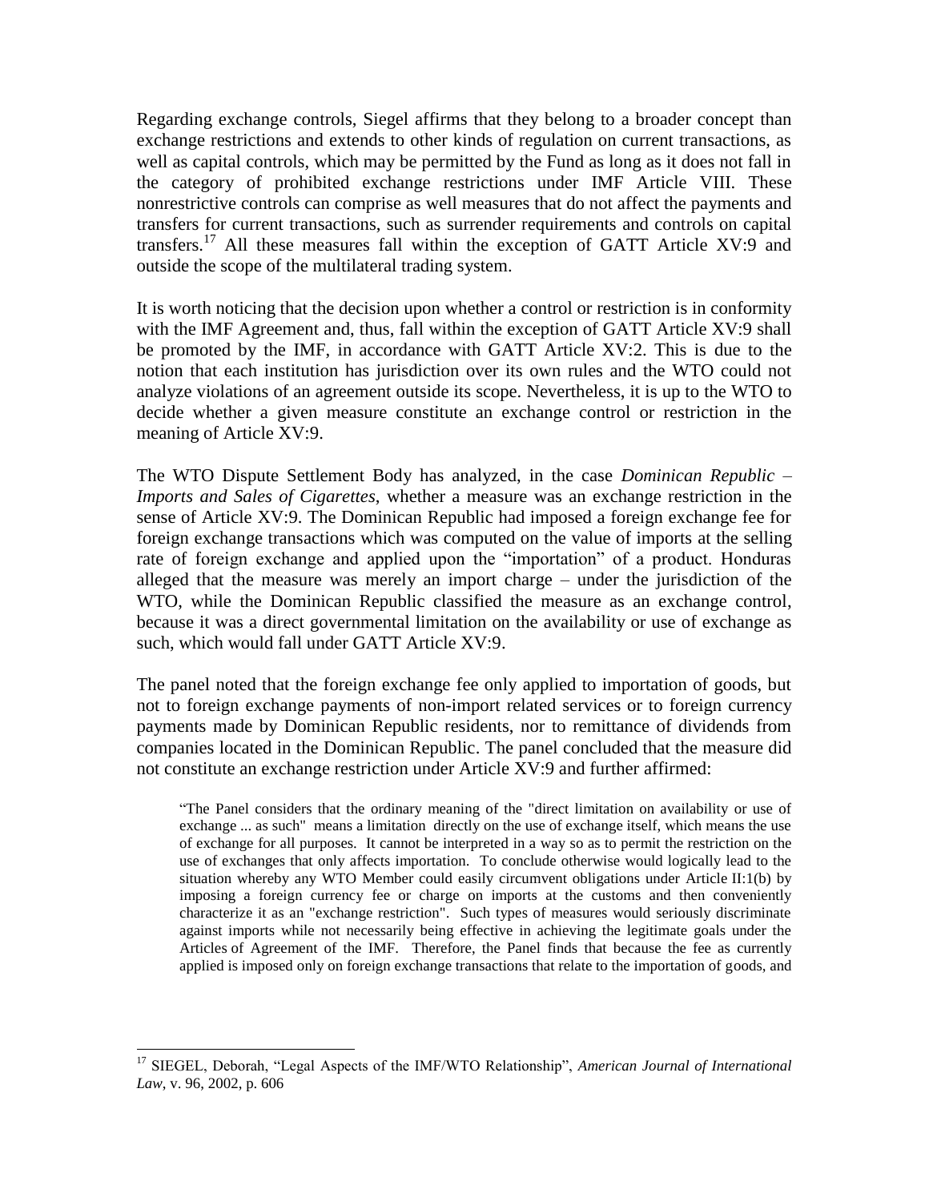Regarding exchange controls, Siegel affirms that they belong to a broader concept than exchange restrictions and extends to other kinds of regulation on current transactions, as well as capital controls, which may be permitted by the Fund as long as it does not fall in the category of prohibited exchange restrictions under IMF Article VIII. These nonrestrictive controls can comprise as well measures that do not affect the payments and transfers for current transactions, such as surrender requirements and controls on capital transfers.[17] All these measures fall within the exception of GATT Article XV:9 and outside the scope of the multilateral trading system.

It is worth noticing that the decision upon whether a control or restriction is in conformity with the IMF Agreement and, thus, fall within the exception of GATT Article XV:9 shall be promoted by the IMF, in accordance with GATT Article XV:2. This is due to the notion that each institution has jurisdiction over its own rules and the WTO could not analyze violations of an agreement outside its scope. Nevertheless, it is up to the WTO to decide whether a given measure constitute an exchange control or restriction in the meaning of Article XV:9.

The WTO Dispute Settlement Body has analyzed, in the case *Dominican Republic – Imports and Sales of Cigarettes*, whether a measure was an exchange restriction in the sense of Article XV:9. The Dominican Republic had imposed a foreign exchange fee for foreign exchange transactions which was computed on the value of imports at the selling rate of foreign exchange and applied upon the "importation" of a product. Honduras alleged that the measure was merely an import charge – under the jurisdiction of the WTO, while the Dominican Republic classified the measure as an exchange control, because it was a direct governmental limitation on the availability or use of exchange as such, which would fall under GATT Article XV:9.

The panel noted that the foreign exchange fee only applied to importation of goods, but not to foreign exchange payments of non-import related services or to foreign currency payments made by Dominican Republic residents, nor to remittance of dividends from companies located in the Dominican Republic. The panel concluded that the measure did not constitute an exchange restriction under Article XV:9 and further affirmed:

> "The Panel considers that the ordinary meaning of the "direct limitation on availability or use of exchange ... as such" means a limitation directly on the use of exchange itself, which means the use of exchange for all purposes. It cannot be interpreted in a way so as to permit the restriction on the use of exchanges that only affects importation. To conclude otherwise would logically lead to the situation whereby any WTO Member could easily circumvent obligations under Article II:1(b) by imposing a foreign currency fee or charge on imports at the customs and then conveniently characterize it as an "exchange restriction". Such types of measures would seriously discriminate against imports while not necessarily being effective in achieving the legitimate goals under the Articles of Agreement of the IMF. Therefore, the Panel finds that because the fee as currently applied is imposed only on foreign exchange transactions that relate to the importation of goods, and

---

[17] SIEGEL, Deborah, "Legal Aspects of the IMF/WTO Relationship", *American Journal of International Law*, v. 96, 2002, p. 606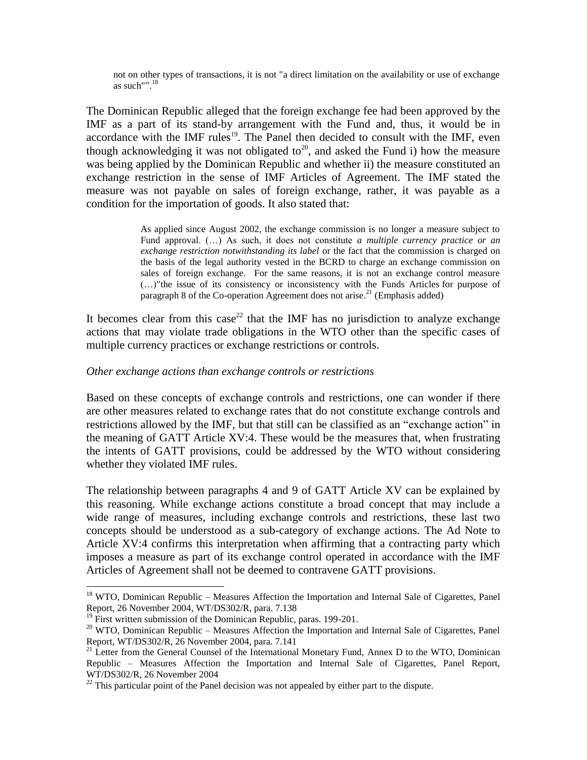> not on other types of transactions, it is not "a direct limitation on the availability or use of exchange as such"".[18]

The Dominican Republic alleged that the foreign exchange fee had been approved by the IMF as a part of its stand-by arrangement with the Fund and, thus, it would be in accordance with the IMF rules[19]. The Panel then decided to consult with the IMF, even though acknowledging it was not obligated to[20], and asked the Fund i) how the measure was being applied by the Dominican Republic and whether ii) the measure constituted an exchange restriction in the sense of IMF Articles of Agreement. The IMF stated the measure was not payable on sales of foreign exchange, rather, it was payable as a condition for the importation of goods. It also stated that:

> As applied since August 2002, the exchange commission is no longer a measure subject to Fund approval. (…) As such, it does not constitute *a multiple currency practice or an exchange restriction notwithstanding its label* or the fact that the commission is charged on the basis of the legal authority vested in the BCRD to charge an exchange commission on sales of foreign exchange. For the same reasons, it is not an exchange control measure (…)"the issue of its consistency or inconsistency with the Funds Articles for purpose of paragraph 8 of the Co-operation Agreement does not arise.[21] (Emphasis added)

It becomes clear from this case[22] that the IMF has no jurisdiction to analyze exchange actions that may violate trade obligations in the WTO other than the specific cases of multiple currency practices or exchange restrictions or controls.

*Other exchange actions than exchange controls or restrictions*

Based on these concepts of exchange controls and restrictions, one can wonder if there are other measures related to exchange rates that do not constitute exchange controls and restrictions allowed by the IMF, but that still can be classified as an "exchange action" in the meaning of GATT Article XV:4. These would be the measures that, when frustrating the intents of GATT provisions, could be addressed by the WTO without considering whether they violated IMF rules.

The relationship between paragraphs 4 and 9 of GATT Article XV can be explained by this reasoning. While exchange actions constitute a broad concept that may include a wide range of measures, including exchange controls and restrictions, these last two concepts should be understood as a sub-category of exchange actions. The Ad Note to Article XV:4 confirms this interpretation when affirming that a contracting party which imposes a measure as part of its exchange control operated in accordance with the IMF Articles of Agreement shall not be deemed to contravene GATT provisions.

---

[18] WTO, Dominican Republic – Measures Affection the Importation and Internal Sale of Cigarettes, Panel Report, 26 November 2004, WT/DS302/R, para. 7.138

[19] First written submission of the Dominican Republic, paras. 199-201.

[20] WTO, Dominican Republic – Measures Affection the Importation and Internal Sale of Cigarettes, Panel Report, WT/DS302/R, 26 November 2004, para. 7.141

[21] Letter from the General Counsel of the International Monetary Fund, Annex D to the WTO, Dominican Republic – Measures Affection the Importation and Internal Sale of Cigarettes, Panel Report, WT/DS302/R, 26 November 2004

[22] This particular point of the Panel decision was not appealed by either part to the dispute.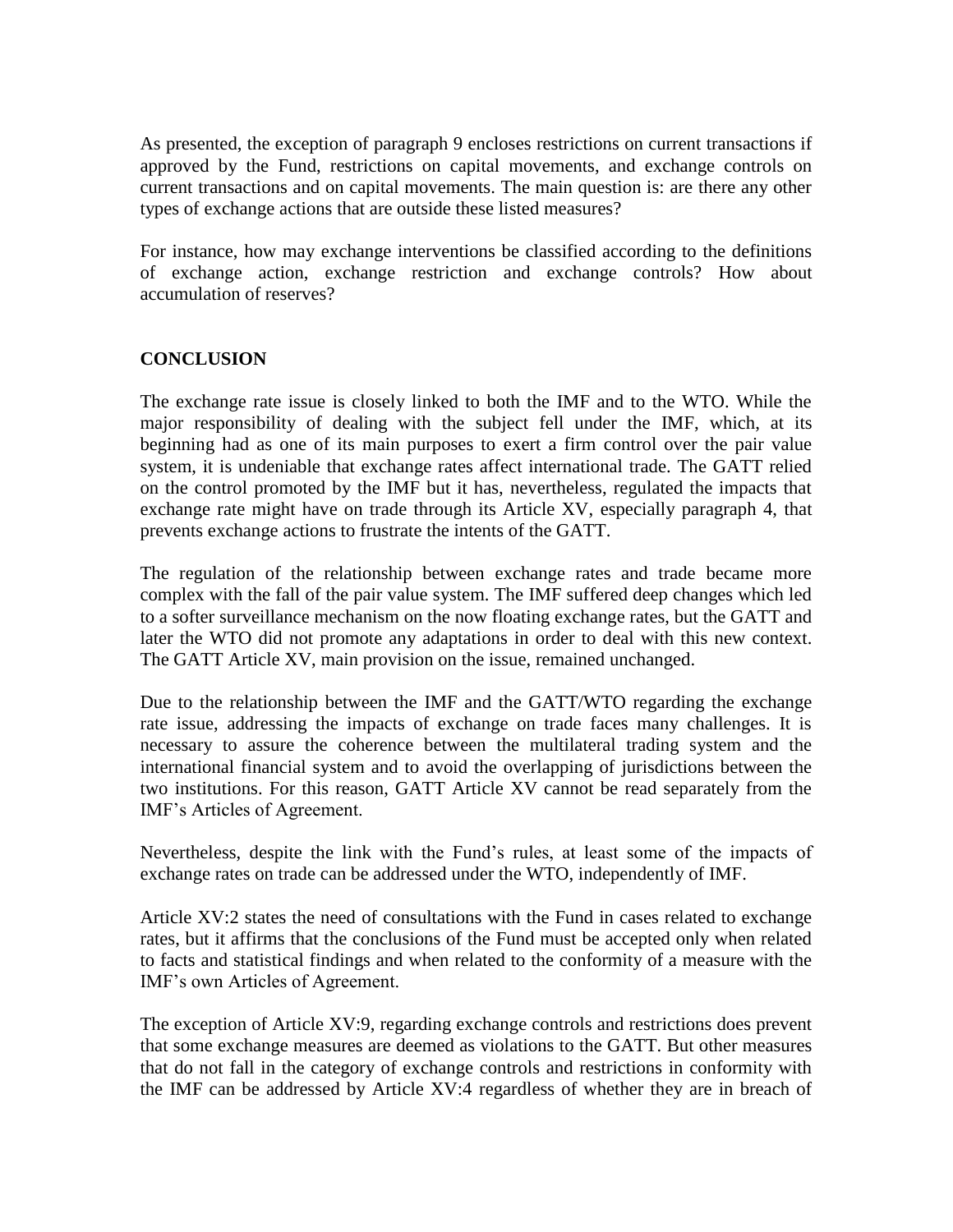As presented, the exception of paragraph 9 encloses restrictions on current transactions if approved by the Fund, restrictions on capital movements, and exchange controls on current transactions and on capital movements. The main question is: are there any other types of exchange actions that are outside these listed measures?

For instance, how may exchange interventions be classified according to the definitions of exchange action, exchange restriction and exchange controls? How about accumulation of reserves?

## CONCLUSION

The exchange rate issue is closely linked to both the IMF and to the WTO. While the major responsibility of dealing with the subject fell under the IMF, which, at its beginning had as one of its main purposes to exert a firm control over the pair value system, it is undeniable that exchange rates affect international trade. The GATT relied on the control promoted by the IMF but it has, nevertheless, regulated the impacts that exchange rate might have on trade through its Article XV, especially paragraph 4, that prevents exchange actions to frustrate the intents of the GATT.

The regulation of the relationship between exchange rates and trade became more complex with the fall of the pair value system. The IMF suffered deep changes which led to a softer surveillance mechanism on the now floating exchange rates, but the GATT and later the WTO did not promote any adaptations in order to deal with this new context. The GATT Article XV, main provision on the issue, remained unchanged.

Due to the relationship between the IMF and the GATT/WTO regarding the exchange rate issue, addressing the impacts of exchange on trade faces many challenges. It is necessary to assure the coherence between the multilateral trading system and the international financial system and to avoid the overlapping of jurisdictions between the two institutions. For this reason, GATT Article XV cannot be read separately from the IMF's Articles of Agreement.

Nevertheless, despite the link with the Fund's rules, at least some of the impacts of exchange rates on trade can be addressed under the WTO, independently of IMF.

Article XV:2 states the need of consultations with the Fund in cases related to exchange rates, but it affirms that the conclusions of the Fund must be accepted only when related to facts and statistical findings and when related to the conformity of a measure with the IMF's own Articles of Agreement.

The exception of Article XV:9, regarding exchange controls and restrictions does prevent that some exchange measures are deemed as violations to the GATT. But other measures that do not fall in the category of exchange controls and restrictions in conformity with the IMF can be addressed by Article XV:4 regardless of whether they are in breach of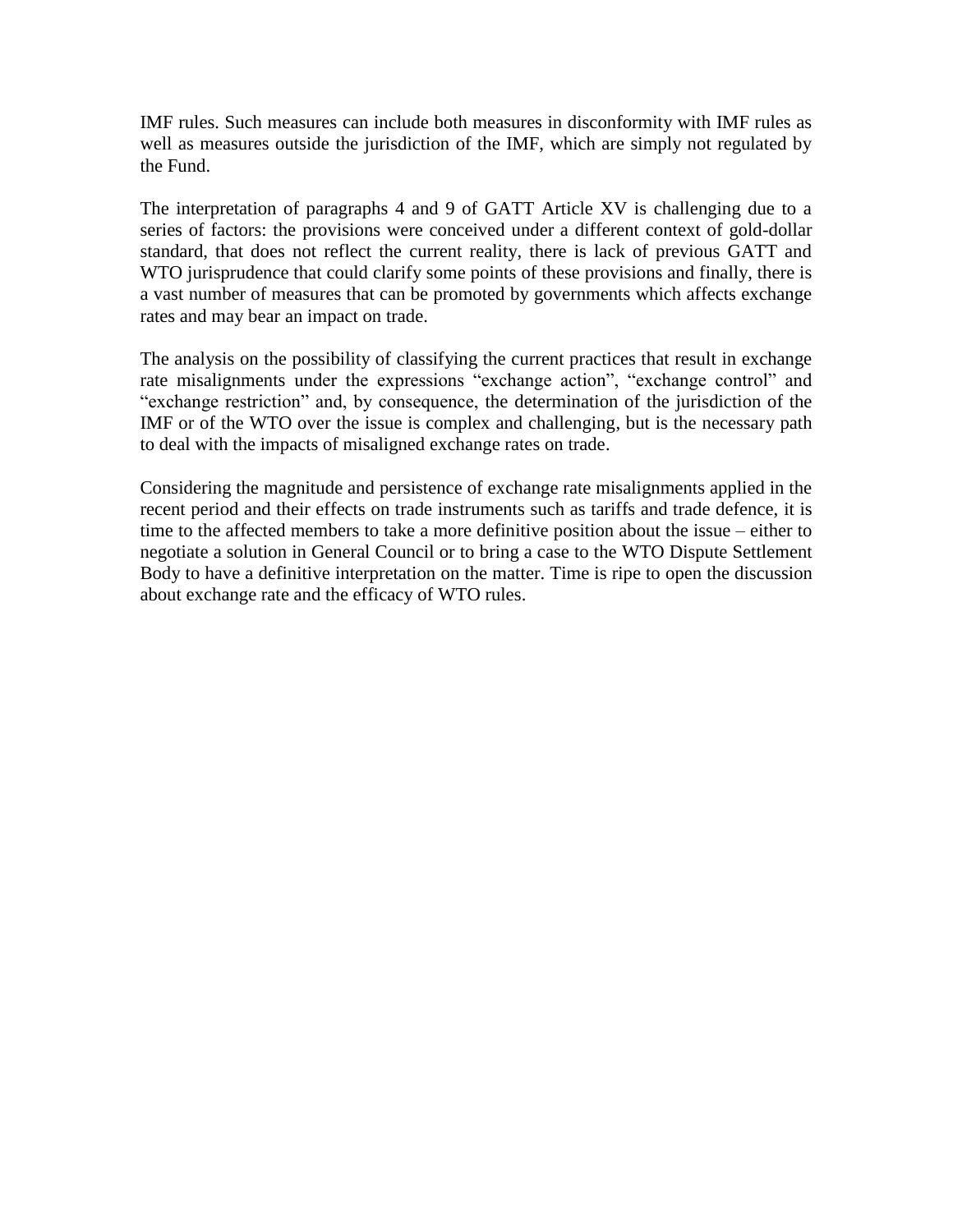IMF rules. Such measures can include both measures in disconformity with IMF rules as well as measures outside the jurisdiction of the IMF, which are simply not regulated by the Fund.

The interpretation of paragraphs 4 and 9 of GATT Article XV is challenging due to a series of factors: the provisions were conceived under a different context of gold-dollar standard, that does not reflect the current reality, there is lack of previous GATT and WTO jurisprudence that could clarify some points of these provisions and finally, there is a vast number of measures that can be promoted by governments which affects exchange rates and may bear an impact on trade.

The analysis on the possibility of classifying the current practices that result in exchange rate misalignments under the expressions "exchange action", "exchange control" and "exchange restriction" and, by consequence, the determination of the jurisdiction of the IMF or of the WTO over the issue is complex and challenging, but is the necessary path to deal with the impacts of misaligned exchange rates on trade.

Considering the magnitude and persistence of exchange rate misalignments applied in the recent period and their effects on trade instruments such as tariffs and trade defence, it is time to the affected members to take a more definitive position about the issue – either to negotiate a solution in General Council or to bring a case to the WTO Dispute Settlement Body to have a definitive interpretation on the matter. Time is ripe to open the discussion about exchange rate and the efficacy of WTO rules.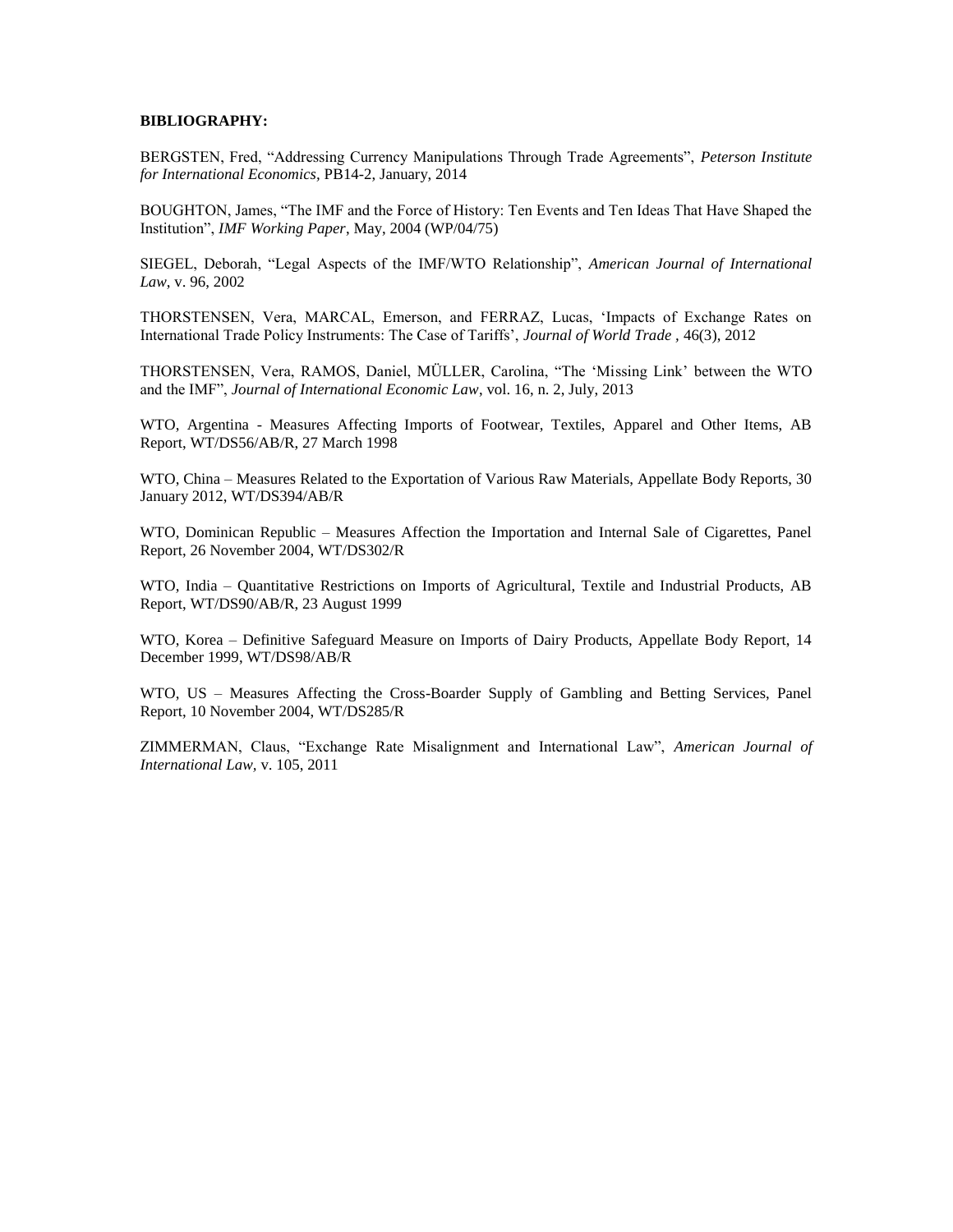**BIBLIOGRAPHY:**

BERGSTEN, Fred, "Addressing Currency Manipulations Through Trade Agreements", *Peterson Institute for International Economics*, PB14-2, January, 2014

BOUGHTON, James, "The IMF and the Force of History: Ten Events and Ten Ideas That Have Shaped the Institution", *IMF Working Paper*, May, 2004 (WP/04/75)

SIEGEL, Deborah, "Legal Aspects of the IMF/WTO Relationship", *American Journal of International Law*, v. 96, 2002

THORSTENSEN, Vera, MARCAL, Emerson, and FERRAZ, Lucas, 'Impacts of Exchange Rates on International Trade Policy Instruments: The Case of Tariffs', *Journal of World Trade* , 46(3), 2012

THORSTENSEN, Vera, RAMOS, Daniel, MÜLLER, Carolina, "The 'Missing Link' between the WTO and the IMF", *Journal of International Economic Law*, vol. 16, n. 2, July, 2013

WTO, Argentina - Measures Affecting Imports of Footwear, Textiles, Apparel and Other Items, AB Report, WT/DS56/AB/R, 27 March 1998

WTO, China – Measures Related to the Exportation of Various Raw Materials, Appellate Body Reports, 30 January 2012, WT/DS394/AB/R

WTO, Dominican Republic – Measures Affection the Importation and Internal Sale of Cigarettes, Panel Report, 26 November 2004, WT/DS302/R

WTO, India – Quantitative Restrictions on Imports of Agricultural, Textile and Industrial Products, AB Report, WT/DS90/AB/R, 23 August 1999

WTO, Korea – Definitive Safeguard Measure on Imports of Dairy Products, Appellate Body Report, 14 December 1999, WT/DS98/AB/R

WTO, US – Measures Affecting the Cross-Boarder Supply of Gambling and Betting Services, Panel Report, 10 November 2004, WT/DS285/R

ZIMMERMAN, Claus, "Exchange Rate Misalignment and International Law", *American Journal of International Law*, v. 105, 2011